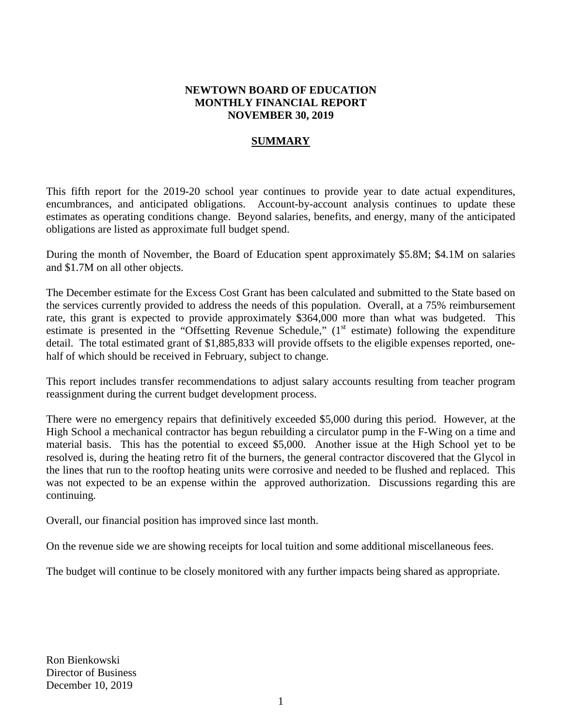**NEWTOWN BOARD OF EDUCATION**
**MONTHLY FINANCIAL REPORT**
**NOVEMBER 30, 2019**

## SUMMARY

This fifth report for the 2019-20 school year continues to provide year to date actual expenditures, encumbrances, and anticipated obligations. Account-by-account analysis continues to update these estimates as operating conditions change. Beyond salaries, benefits, and energy, many of the anticipated obligations are listed as approximate full budget spend.

During the month of November, the Board of Education spent approximately $5.8M; $4.1M on salaries and $1.7M on all other objects.

The December estimate for the Excess Cost Grant has been calculated and submitted to the State based on the services currently provided to address the needs of this population. Overall, at a 75% reimbursement rate, this grant is expected to provide approximately $364,000 more than what was budgeted. This estimate is presented in the "Offsetting Revenue Schedule," (1st estimate) following the expenditure detail. The total estimated grant of $1,885,833 will provide offsets to the eligible expenses reported, one-half of which should be received in February, subject to change.

This report includes transfer recommendations to adjust salary accounts resulting from teacher program reassignment during the current budget development process.

There were no emergency repairs that definitively exceeded $5,000 during this period. However, at the High School a mechanical contractor has begun rebuilding a circulator pump in the F-Wing on a time and material basis. This has the potential to exceed $5,000. Another issue at the High School yet to be resolved is, during the heating retro fit of the burners, the general contractor discovered that the Glycol in the lines that run to the rooftop heating units were corrosive and needed to be flushed and replaced. This was not expected to be an expense within the approved authorization. Discussions regarding this are continuing.

Overall, our financial position has improved since last month.

On the revenue side we are showing receipts for local tuition and some additional miscellaneous fees.

The budget will continue to be closely monitored with any further impacts being shared as appropriate.

Ron Bienkowski
Director of Business
December 10, 2019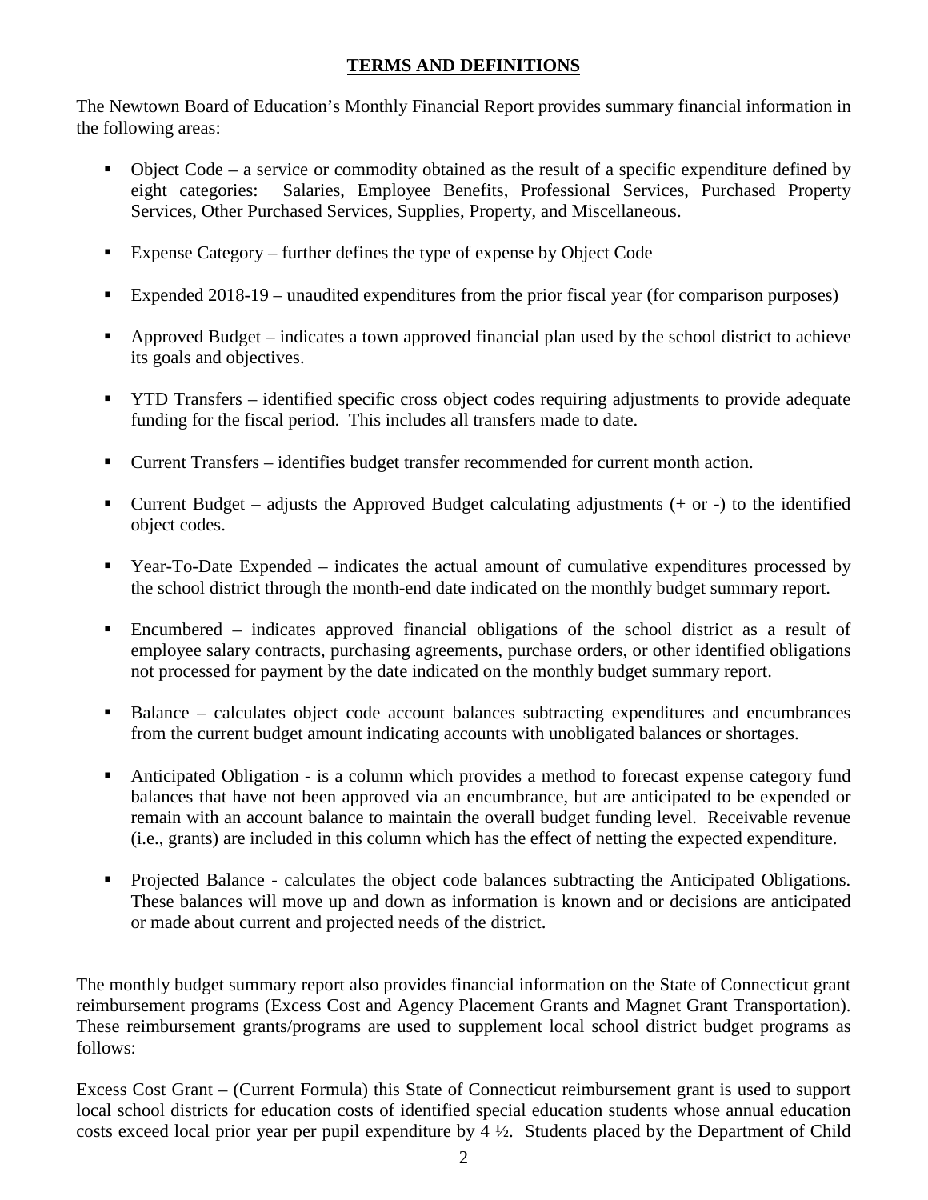## TERMS AND DEFINITIONS

The Newtown Board of Education's Monthly Financial Report provides summary financial information in the following areas:

- Object Code – a service or commodity obtained as the result of a specific expenditure defined by eight categories: Salaries, Employee Benefits, Professional Services, Purchased Property Services, Other Purchased Services, Supplies, Property, and Miscellaneous.
- Expense Category – further defines the type of expense by Object Code
- Expended 2018-19 – unaudited expenditures from the prior fiscal year (for comparison purposes)
- Approved Budget – indicates a town approved financial plan used by the school district to achieve its goals and objectives.
- YTD Transfers – identified specific cross object codes requiring adjustments to provide adequate funding for the fiscal period. This includes all transfers made to date.
- Current Transfers – identifies budget transfer recommended for current month action.
- Current Budget – adjusts the Approved Budget calculating adjustments (+ or -) to the identified object codes.
- Year-To-Date Expended – indicates the actual amount of cumulative expenditures processed by the school district through the month-end date indicated on the monthly budget summary report.
- Encumbered – indicates approved financial obligations of the school district as a result of employee salary contracts, purchasing agreements, purchase orders, or other identified obligations not processed for payment by the date indicated on the monthly budget summary report.
- Balance – calculates object code account balances subtracting expenditures and encumbrances from the current budget amount indicating accounts with unobligated balances or shortages.
- Anticipated Obligation - is a column which provides a method to forecast expense category fund balances that have not been approved via an encumbrance, but are anticipated to be expended or remain with an account balance to maintain the overall budget funding level. Receivable revenue (i.e., grants) are included in this column which has the effect of netting the expected expenditure.
- Projected Balance - calculates the object code balances subtracting the Anticipated Obligations. These balances will move up and down as information is known and or decisions are anticipated or made about current and projected needs of the district.

The monthly budget summary report also provides financial information on the State of Connecticut grant reimbursement programs (Excess Cost and Agency Placement Grants and Magnet Grant Transportation). These reimbursement grants/programs are used to supplement local school district budget programs as follows:

Excess Cost Grant – (Current Formula) this State of Connecticut reimbursement grant is used to support local school districts for education costs of identified special education students whose annual education costs exceed local prior year per pupil expenditure by 4 ½. Students placed by the Department of Child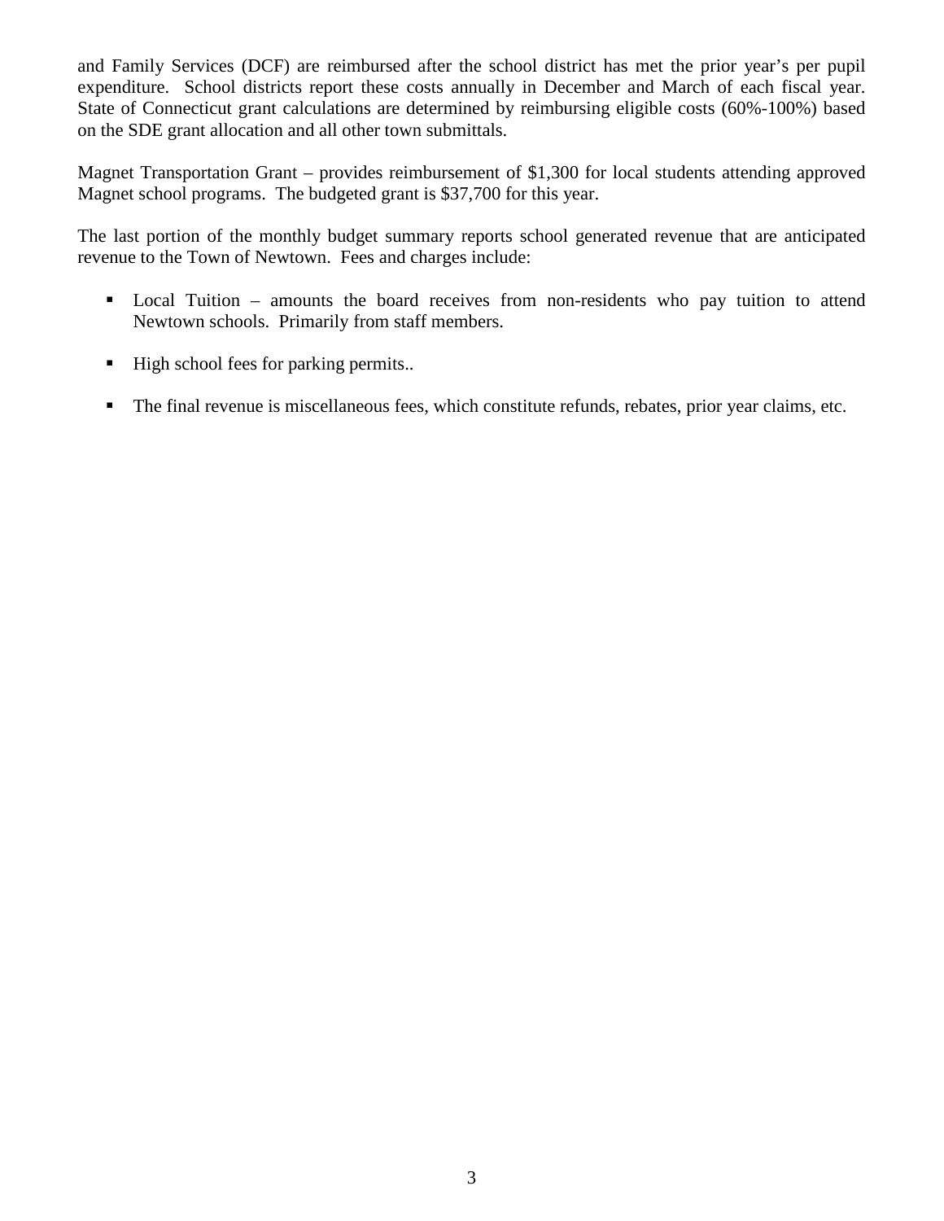and Family Services (DCF) are reimbursed after the school district has met the prior year's per pupil expenditure. School districts report these costs annually in December and March of each fiscal year. State of Connecticut grant calculations are determined by reimbursing eligible costs (60%-100%) based on the SDE grant allocation and all other town submittals.

Magnet Transportation Grant – provides reimbursement of $1,300 for local students attending approved Magnet school programs. The budgeted grant is $37,700 for this year.

The last portion of the monthly budget summary reports school generated revenue that are anticipated revenue to the Town of Newtown. Fees and charges include:

- Local Tuition – amounts the board receives from non-residents who pay tuition to attend Newtown schools. Primarily from staff members.
- High school fees for parking permits..
- The final revenue is miscellaneous fees, which constitute refunds, rebates, prior year claims, etc.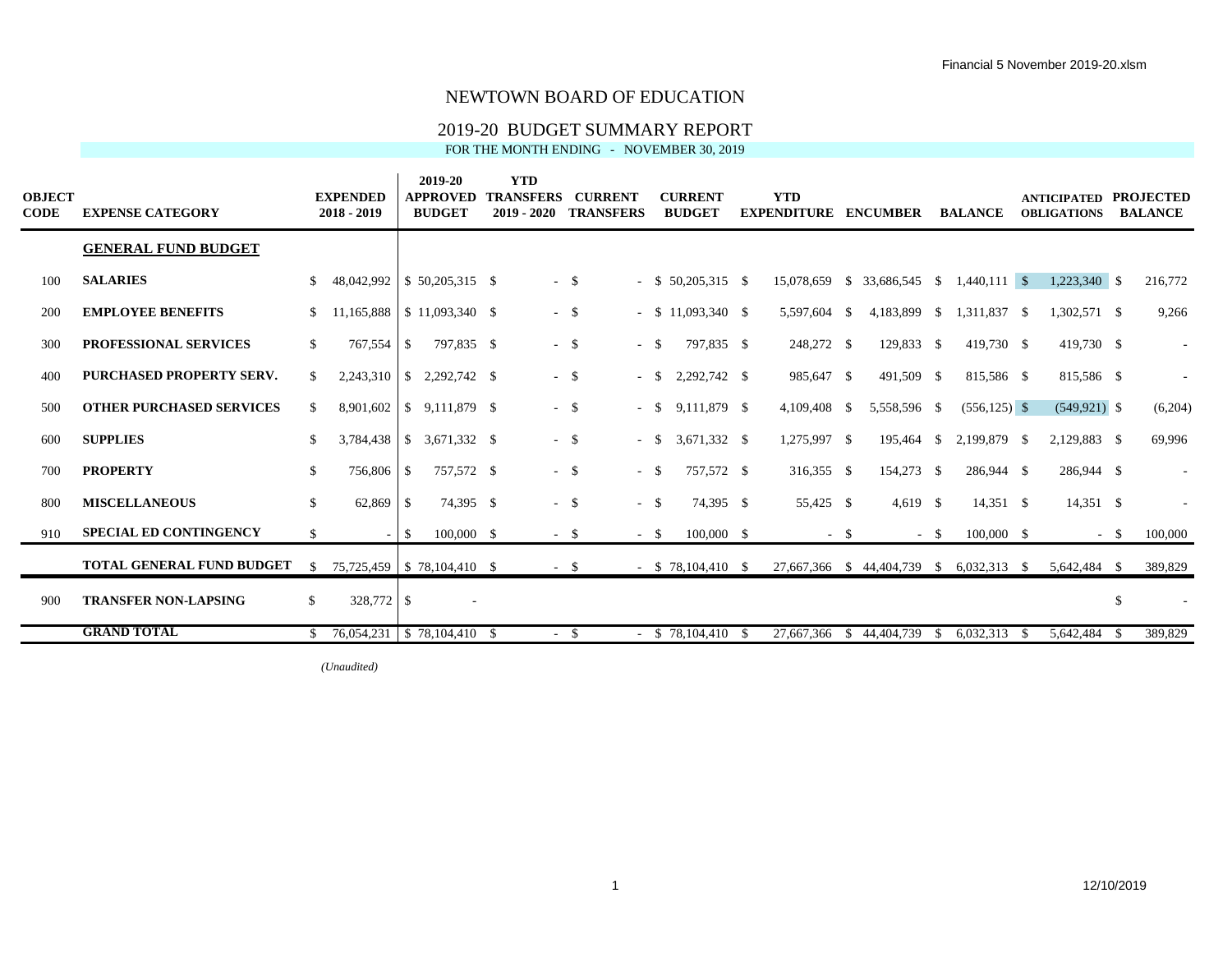Financial 5 November 2019-20.xlsm

# NEWTOWN BOARD OF EDUCATION

## 2019-20 BUDGET SUMMARY REPORT

FOR THE MONTH ENDING - NOVEMBER 30, 2019

| OBJECT CODE | EXPENSE CATEGORY | EXPENDED 2018 - 2019 | 2019-20 APPROVED BUDGET | YTD TRANSFERS 2019 - 2020 | CURRENT TRANSFERS | CURRENT BUDGET | YTD EXPENDITURE | ENCUMBER | BALANCE | ANTICIPATED OBLIGATIONS | PROJECTED BALANCE |
|---|---|---|---|---|---|---|---|---|---|---|---|
| | **GENERAL FUND BUDGET** | | | | | | | | | | |
| 100 | **SALARIES** | $ 48,042,992 | $ 50,205,315 | $ - | $ - | $ 50,205,315 | $ 15,078,659 | $ 33,686,545 | $ 1,440,111 | $ 1,223,340 | $ 216,772 |
| 200 | **EMPLOYEE BENEFITS** | $ 11,165,888 | $ 11,093,340 | $ - | $ - | $ 11,093,340 | $ 5,597,604 | $ 4,183,899 | $ 1,311,837 | $ 1,302,571 | $ 9,266 |
| 300 | **PROFESSIONAL SERVICES** | $ 767,554 | $ 797,835 | $ - | $ - | $ 797,835 | $ 248,272 | $ 129,833 | $ 419,730 | $ 419,730 | $ - |
| 400 | **PURCHASED PROPERTY SERV.** | $ 2,243,310 | $ 2,292,742 | $ - | $ - | $ 2,292,742 | $ 985,647 | $ 491,509 | $ 815,586 | $ 815,586 | $ - |
| 500 | **OTHER PURCHASED SERVICES** | $ 8,901,602 | $ 9,111,879 | $ - | $ - | $ 9,111,879 | $ 4,109,408 | $ 5,558,596 | $ (556,125) | $ (549,921) | $ (6,204) |
| 600 | **SUPPLIES** | $ 3,784,438 | $ 3,671,332 | $ - | $ - | $ 3,671,332 | $ 1,275,997 | $ 195,464 | $ 2,199,879 | $ 2,129,883 | $ 69,996 |
| 700 | **PROPERTY** | $ 756,806 | $ 757,572 | $ - | $ - | $ 757,572 | $ 316,355 | $ 154,273 | $ 286,944 | $ 286,944 | $ - |
| 800 | **MISCELLANEOUS** | $ 62,869 | $ 74,395 | $ - | $ - | $ 74,395 | $ 55,425 | $ 4,619 | $ 14,351 | $ 14,351 | $ - |
| 910 | **SPECIAL ED CONTINGENCY** | $ - | $ 100,000 | $ - | $ - | $ 100,000 | $ - | $ - | $ 100,000 | $ - | $ 100,000 |
| | **TOTAL GENERAL FUND BUDGET** | $ 75,725,459 | $ 78,104,410 | $ - | $ - | $ 78,104,410 | $ 27,667,366 | $ 44,404,739 | $ 6,032,313 | $ 5,642,484 | $ 389,829 |
| 900 | **TRANSFER NON-LAPSING** | $ 328,772 | $ - | | | | | | | | $ - |
| | **GRAND TOTAL** | $ 76,054,231 | $ 78,104,410 | $ - | $ - | $ 78,104,410 | $ 27,667,366 | $ 44,404,739 | $ 6,032,313 | $ 5,642,484 | $ 389,829 |

*(Unaudited)*

12/10/2019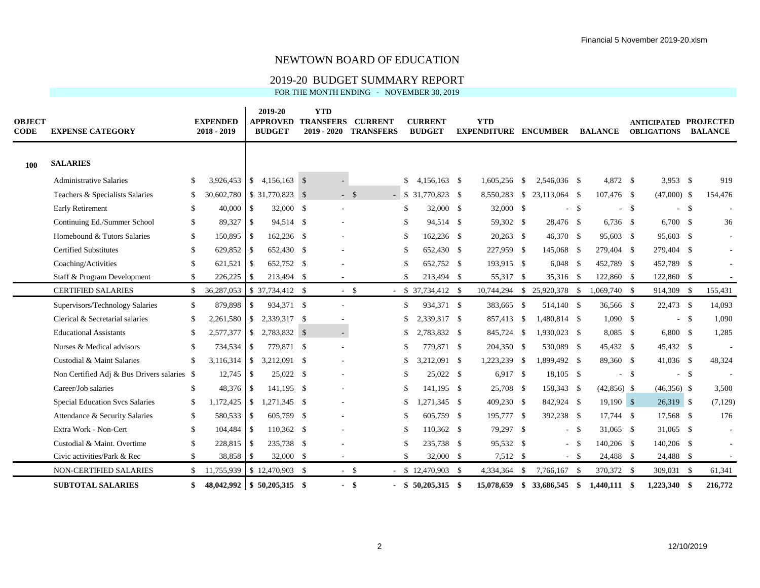# NEWTOWN BOARD OF EDUCATION

## 2019-20 BUDGET SUMMARY REPORT

FOR THE MONTH ENDING - NOVEMBER 30, 2019

| OBJECT CODE | EXPENSE CATEGORY | EXPENDED 2018 - 2019 | 2019-20 APPROVED BUDGET | YTD TRANSFERS 2019 - 2020 | CURRENT TRANSFERS | CURRENT BUDGET | YTD EXPENDITURE | ENCUMBER | BALANCE | ANTICIPATED OBLIGATIONS | PROJECTED BALANCE |
|---|---|---|---|---|---|---|---|---|---|---|---|
| 100 | SALARIES | | | | | | | | | | |
| | Administrative Salaries | $ 3,926,453 | $ 4,156,163 | $ - | | $ 4,156,163 | $ 1,605,256 | $ 2,546,036 | $ 4,872 | $ 3,953 | $ 919 |
| | Teachers & Specialists Salaries | $ 30,602,780 | $ 31,770,823 | $ - | $ - | $ 31,770,823 | $ 8,550,283 | $ 23,113,064 | $ 107,476 | $ (47,000) | $ 154,476 |
| | Early Retirement | $ 40,000 | $ 32,000 | $ - | | $ 32,000 | $ 32,000 | $ - | $ - | $ - | $ - |
| | Continuing Ed./Summer School | $ 89,327 | $ 94,514 | $ - | | $ 94,514 | $ 59,302 | $ 28,476 | $ 6,736 | $ 6,700 | $ 36 |
| | Homebound & Tutors Salaries | $ 150,895 | $ 162,236 | $ - | | $ 162,236 | $ 20,263 | $ 46,370 | $ 95,603 | $ 95,603 | $ - |
| | Certified Substitutes | $ 629,852 | $ 652,430 | $ - | | $ 652,430 | $ 227,959 | $ 145,068 | $ 279,404 | $ 279,404 | $ - |
| | Coaching/Activities | $ 621,521 | $ 652,752 | $ - | | $ 652,752 | $ 193,915 | $ 6,048 | $ 452,789 | $ 452,789 | $ - |
| | Staff & Program Development | $ 226,225 | $ 213,494 | $ - | | $ 213,494 | $ 55,317 | $ 35,316 | $ 122,860 | $ 122,860 | $ - |
| | CERTIFIED SALARIES | $ 36,287,053 | $ 37,734,412 | $ - | $ - | $ 37,734,412 | $ 10,744,294 | $ 25,920,378 | $ 1,069,740 | $ 914,309 | $ 155,431 |
| | Supervisors/Technology Salaries | $ 879,898 | $ 934,371 | $ - | | $ 934,371 | $ 383,665 | $ 514,140 | $ 36,566 | $ 22,473 | $ 14,093 |
| | Clerical & Secretarial salaries | $ 2,261,580 | $ 2,339,317 | $ - | | $ 2,339,317 | $ 857,413 | $ 1,480,814 | $ 1,090 | $ - | $ 1,090 |
| | Educational Assistants | $ 2,577,377 | $ 2,783,832 | $ - | | $ 2,783,832 | $ 845,724 | $ 1,930,023 | $ 8,085 | $ 6,800 | $ 1,285 |
| | Nurses & Medical advisors | $ 734,534 | $ 779,871 | $ - | | $ 779,871 | $ 204,350 | $ 530,089 | $ 45,432 | $ 45,432 | $ - |
| | Custodial & Maint Salaries | $ 3,116,314 | $ 3,212,091 | $ - | | $ 3,212,091 | $ 1,223,239 | $ 1,899,492 | $ 89,360 | $ 41,036 | $ 48,324 |
| | Non Certified Adj & Bus Drivers salaries | $ 12,745 | $ 25,022 | $ - | | $ 25,022 | $ 6,917 | $ 18,105 | $ - | $ - | $ - |
| | Career/Job salaries | $ 48,376 | $ 141,195 | $ - | | $ 141,195 | $ 25,708 | $ 158,343 | $ (42,856) | $ (46,356) | $ 3,500 |
| | Special Education Svcs Salaries | $ 1,172,425 | $ 1,271,345 | $ - | | $ 1,271,345 | $ 409,230 | $ 842,924 | $ 19,190 | $ 26,319 | $ (7,129) |
| | Attendance & Security Salaries | $ 580,533 | $ 605,759 | $ - | | $ 605,759 | $ 195,777 | $ 392,238 | $ 17,744 | $ 17,568 | $ 176 |
| | Extra Work - Non-Cert | $ 104,484 | $ 110,362 | $ - | | $ 110,362 | $ 79,297 | $ - | $ 31,065 | $ 31,065 | $ - |
| | Custodial & Maint. Overtime | $ 228,815 | $ 235,738 | $ - | | $ 235,738 | $ 95,532 | $ - | $ 140,206 | $ 140,206 | $ - |
| | Civic activities/Park & Rec | $ 38,858 | $ 32,000 | $ - | | $ 32,000 | $ 7,512 | $ - | $ 24,488 | $ 24,488 | $ - |
| | NON-CERTIFIED SALARIES | $ 11,755,939 | $ 12,470,903 | $ - | $ - | $ 12,470,903 | $ 4,334,364 | $ 7,766,167 | $ 370,372 | $ 309,031 | $ 61,341 |
| | **SUBTOTAL SALARIES** | **$ 48,042,992** | **$ 50,205,315** | **$ -** | **$ -** | **$ 50,205,315** | **$ 15,078,659** | **$ 33,686,545** | **$ 1,440,111** | **$ 1,223,340** | **$ 216,772** |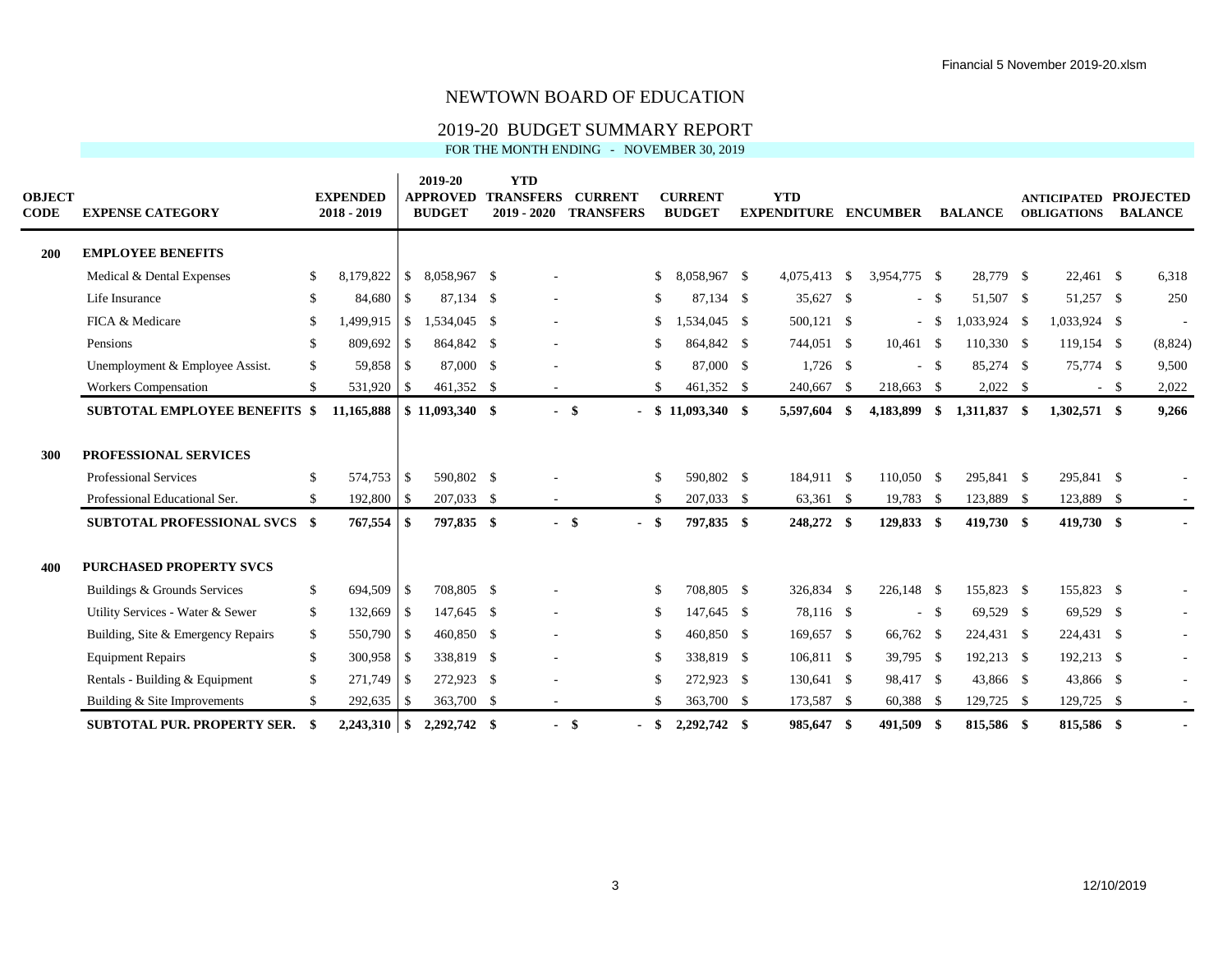Financial 5 November 2019-20.xlsm

# NEWTOWN BOARD OF EDUCATION

## 2019-20 BUDGET SUMMARY REPORT

FOR THE MONTH ENDING - NOVEMBER 30, 2019

| OBJECT CODE | EXPENSE CATEGORY | EXPENDED 2018 - 2019 | 2019-20 APPROVED BUDGET | YTD TRANSFERS 2019 - 2020 | CURRENT TRANSFERS | CURRENT BUDGET | YTD EXPENDITURE | ENCUMBER | BALANCE | ANTICIPATED OBLIGATIONS | PROJECTED BALANCE |
|---|---|---|---|---|---|---|---|---|---|---|---|
| **200** | **EMPLOYEE BENEFITS** | | | | | | | | | | |
| | Medical & Dental Expenses | $ 8,179,822 | $ 8,058,967 | $ - | | $ 8,058,967 | $ 4,075,413 | $ 3,954,775 | $ 28,779 | $ 22,461 | $ 6,318 |
| | Life Insurance | $ 84,680 | $ 87,134 | $ - | | $ 87,134 | $ 35,627 | $ - | $ 51,507 | $ 51,257 | $ 250 |
| | FICA & Medicare | $ 1,499,915 | $ 1,534,045 | $ - | | $ 1,534,045 | $ 500,121 | $ - | $ 1,033,924 | $ 1,033,924 | $ - |
| | Pensions | $ 809,692 | $ 864,842 | $ - | | $ 864,842 | $ 744,051 | $ 10,461 | $ 110,330 | $ 119,154 | $ (8,824) |
| | Unemployment & Employee Assist. | $ 59,858 | $ 87,000 | $ - | | $ 87,000 | $ 1,726 | $ - | $ 85,274 | $ 75,774 | $ 9,500 |
| | Workers Compensation | $ 531,920 | $ 461,352 | $ - | | $ 461,352 | $ 240,667 | $ 218,663 | $ 2,022 | $ - | $ 2,022 |
| | **SUBTOTAL EMPLOYEE BENEFITS** | **$ 11,165,888** | **$ 11,093,340** | **$ -** | **$ -** | **$ 11,093,340** | **$ 5,597,604** | **$ 4,183,899** | **$ 1,311,837** | **$ 1,302,571** | **$ 9,266** |
| **300** | **PROFESSIONAL SERVICES** | | | | | | | | | | |
| | Professional Services | $ 574,753 | $ 590,802 | $ - | | $ 590,802 | $ 184,911 | $ 110,050 | $ 295,841 | $ 295,841 | $ - |
| | Professional Educational Ser. | $ 192,800 | $ 207,033 | $ - | | $ 207,033 | $ 63,361 | $ 19,783 | $ 123,889 | $ 123,889 | $ - |
| | **SUBTOTAL PROFESSIONAL SVCS** | **$ 767,554** | **$ 797,835** | **$ -** | **$ -** | **$ 797,835** | **$ 248,272** | **$ 129,833** | **$ 419,730** | **$ 419,730** | **$ -** |
| **400** | **PURCHASED PROPERTY SVCS** | | | | | | | | | | |
| | Buildings & Grounds Services | $ 694,509 | $ 708,805 | $ - | | $ 708,805 | $ 326,834 | $ 226,148 | $ 155,823 | $ 155,823 | $ - |
| | Utility Services - Water & Sewer | $ 132,669 | $ 147,645 | $ - | | $ 147,645 | $ 78,116 | $ - | $ 69,529 | $ 69,529 | $ - |
| | Building, Site & Emergency Repairs | $ 550,790 | $ 460,850 | $ - | | $ 460,850 | $ 169,657 | $ 66,762 | $ 224,431 | $ 224,431 | $ - |
| | Equipment Repairs | $ 300,958 | $ 338,819 | $ - | | $ 338,819 | $ 106,811 | $ 39,795 | $ 192,213 | $ 192,213 | $ - |
| | Rentals - Building & Equipment | $ 271,749 | $ 272,923 | $ - | | $ 272,923 | $ 130,641 | $ 98,417 | $ 43,866 | $ 43,866 | $ - |
| | Building & Site Improvements | $ 292,635 | $ 363,700 | $ - | | $ 363,700 | $ 173,587 | $ 60,388 | $ 129,725 | $ 129,725 | $ - |
| | **SUBTOTAL PUR. PROPERTY SER.** | **$ 2,243,310** | **$ 2,292,742** | **$ -** | **$ -** | **$ 2,292,742** | **$ 985,647** | **$ 491,509** | **$ 815,586** | **$ 815,586** | **$ -** |

12/10/2019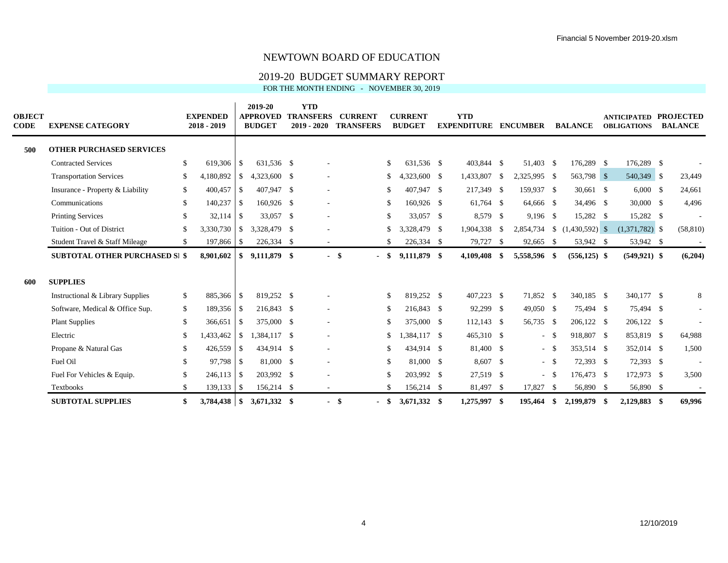# NEWTOWN BOARD OF EDUCATION

## 2019-20 BUDGET SUMMARY REPORT

FOR THE MONTH ENDING - NOVEMBER 30, 2019

| OBJECT CODE | EXPENSE CATEGORY | EXPENDED 2018 - 2019 | 2019-20 APPROVED BUDGET | YTD TRANSFERS 2019 - 2020 | CURRENT TRANSFERS | CURRENT BUDGET | YTD EXPENDITURE | ENCUMBER | BALANCE | ANTICIPATED OBLIGATIONS | PROJECTED BALANCE |
|---|---|---|---|---|---|---|---|---|---|---|---|
| **500** | **OTHER PURCHASED SERVICES** | | | | | | | | | | |
| | Contracted Services | $ 619,306 | $ 631,536 | $ - | | $ 631,536 | $ 403,844 | $ 51,403 | $ 176,289 | $ 176,289 | $ - |
| | Transportation Services | $ 4,180,892 | $ 4,323,600 | $ - | | $ 4,323,600 | $ 1,433,807 | $ 2,325,995 | $ 563,798 | $ 540,349 | $ 23,449 |
| | Insurance - Property & Liability | $ 400,457 | $ 407,947 | $ - | | $ 407,947 | $ 217,349 | $ 159,937 | $ 30,661 | $ 6,000 | $ 24,661 |
| | Communications | $ 140,237 | $ 160,926 | $ - | | $ 160,926 | $ 61,764 | $ 64,666 | $ 34,496 | $ 30,000 | $ 4,496 |
| | Printing Services | $ 32,114 | $ 33,057 | $ - | | $ 33,057 | $ 8,579 | $ 9,196 | $ 15,282 | $ 15,282 | $ - |
| | Tuition - Out of District | $ 3,330,730 | $ 3,328,479 | $ - | | $ 3,328,479 | $ 1,904,338 | $ 2,854,734 | $ (1,430,592) | $ (1,371,782) | $ (58,810) |
| | Student Travel & Staff Mileage | $ 197,866 | $ 226,334 | $ - | | $ 226,334 | $ 79,727 | $ 92,665 | $ 53,942 | $ 53,942 | $ - |
| | **SUBTOTAL OTHER PURCHASED SERVICES** | **$ 8,901,602** | **$ 9,111,879** | **$ -** | **$ -** | **$ 9,111,879** | **$ 4,109,408** | **$ 5,558,596** | **$ (556,125)** | **$ (549,921)** | **$ (6,204)** |
| **600** | **SUPPLIES** | | | | | | | | | | |
| | Instructional & Library Supplies | $ 885,366 | $ 819,252 | $ - | | $ 819,252 | $ 407,223 | $ 71,852 | $ 340,185 | $ 340,177 | $ 8 |
| | Software, Medical & Office Sup. | $ 189,356 | $ 216,843 | $ - | | $ 216,843 | $ 92,299 | $ 49,050 | $ 75,494 | $ 75,494 | $ - |
| | Plant Supplies | $ 366,651 | $ 375,000 | $ - | | $ 375,000 | $ 112,143 | $ 56,735 | $ 206,122 | $ 206,122 | $ - |
| | Electric | $ 1,433,462 | $ 1,384,117 | $ - | | $ 1,384,117 | $ 465,310 | $ - | $ 918,807 | $ 853,819 | $ 64,988 |
| | Propane & Natural Gas | $ 426,559 | $ 434,914 | $ - | | $ 434,914 | $ 81,400 | $ - | $ 353,514 | $ 352,014 | $ 1,500 |
| | Fuel Oil | $ 97,798 | $ 81,000 | $ - | | $ 81,000 | $ 8,607 | $ - | $ 72,393 | $ 72,393 | $ - |
| | Fuel For Vehicles & Equip. | $ 246,113 | $ 203,992 | $ - | | $ 203,992 | $ 27,519 | $ - | $ 176,473 | $ 172,973 | $ 3,500 |
| | Textbooks | $ 139,133 | $ 156,214 | $ - | | $ 156,214 | $ 81,497 | $ 17,827 | $ 56,890 | $ 56,890 | $ - |
| | **SUBTOTAL SUPPLIES** | **$ 3,784,438** | **$ 3,671,332** | **$ -** | **$ -** | **$ 3,671,332** | **$ 1,275,997** | **$ 195,464** | **$ 2,199,879** | **$ 2,129,883** | **$ 69,996** |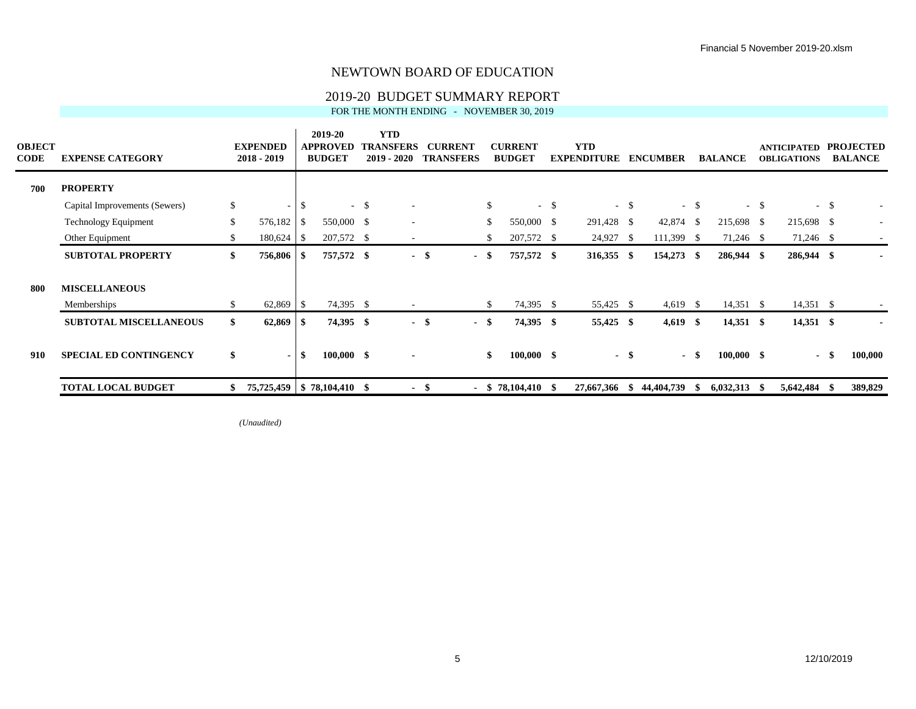Financial 5 November 2019-20.xlsm

# NEWTOWN BOARD OF EDUCATION

## 2019-20 BUDGET SUMMARY REPORT

FOR THE MONTH ENDING - NOVEMBER 30, 2019

| OBJECT CODE | EXPENSE CATEGORY | EXPENDED 2018 - 2019 | 2019-20 APPROVED BUDGET | YTD TRANSFERS 2019 - 2020 | CURRENT TRANSFERS | CURRENT BUDGET | YTD EXPENDITURE | ENCUMBER | BALANCE | ANTICIPATED OBLIGATIONS | PROJECTED BALANCE |
|---|---|---|---|---|---|---|---|---|---|---|---|
| **700** | **PROPERTY** | | | | | | | | | | |
| | Capital Improvements (Sewers) | $ - | $ - | $ - | | $ - | $ - | $ - | $ - | $ - | $ - |
| | Technology Equipment | $ 576,182 | $ 550,000 | $ - | | $ 550,000 | $ 291,428 | $ 42,874 | $ 215,698 | $ 215,698 | $ - |
| | Other Equipment | $ 180,624 | $ 207,572 | $ - | | $ 207,572 | $ 24,927 | $ 111,399 | $ 71,246 | $ 71,246 | $ - |
| | **SUBTOTAL PROPERTY** | **$ 756,806** | **$ 757,572** | **$ -** | **$ -** | **$ 757,572** | **$ 316,355** | **$ 154,273** | **$ 286,944** | **$ 286,944** | **$ -** |
| **800** | **MISCELLANEOUS** | | | | | | | | | | |
| | Memberships | $ 62,869 | $ 74,395 | $ - | | $ 74,395 | $ 55,425 | $ 4,619 | $ 14,351 | $ 14,351 | $ - |
| | **SUBTOTAL MISCELLANEOUS** | **$ 62,869** | **$ 74,395** | **$ -** | **$ -** | **$ 74,395** | **$ 55,425** | **$ 4,619** | **$ 14,351** | **$ 14,351** | **$ -** |
| **910** | **SPECIAL ED CONTINGENCY** | **$ -** | **$ 100,000** | **$ -** | | **$ 100,000** | **$ -** | **$ -** | **$ 100,000** | **$ -** | **$ 100,000** |
| | **TOTAL LOCAL BUDGET** | **$ 75,725,459** | **$ 78,104,410** | **$ -** | **$ -** | **$ 78,104,410** | **$ 27,667,366** | **$ 44,404,739** | **$ 6,032,313** | **$ 5,642,484** | **$ 389,829** |

*(Unaudited)*

12/10/2019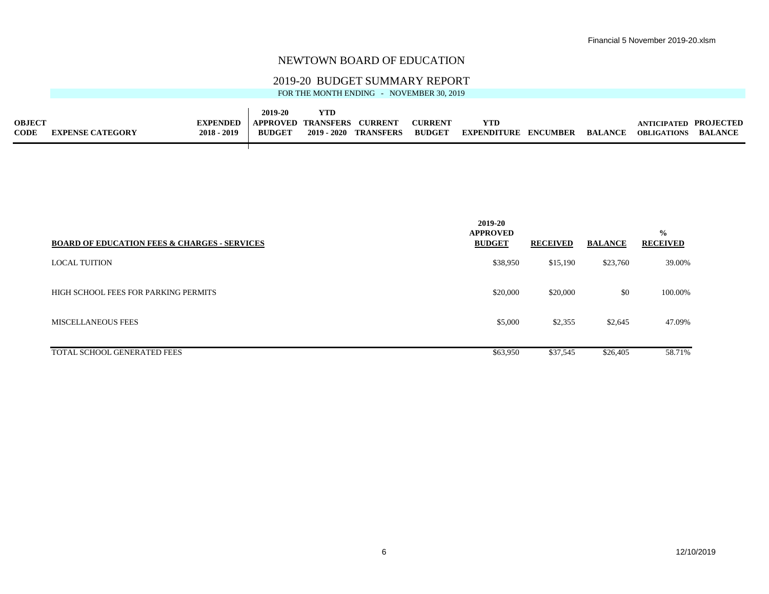Financial 5 November 2019-20.xlsm

# NEWTOWN BOARD OF EDUCATION

## 2019-20 BUDGET SUMMARY REPORT

FOR THE MONTH ENDING - NOVEMBER 30, 2019

| OBJECT CODE | EXPENSE CATEGORY | EXPENDED 2018 - 2019 | 2019-20 APPROVED BUDGET | YTD TRANSFERS 2019 - 2020 | CURRENT TRANSFERS | CURRENT BUDGET | YTD EXPENDITURE | ENCUMBER | BALANCE | ANTICIPATED OBLIGATIONS | PROJECTED BALANCE |
|---|---|---|---|---|---|---|---|---|---|---|---|

| BOARD OF EDUCATION FEES & CHARGES - SERVICES | 2019-20 APPROVED BUDGET | RECEIVED | BALANCE | % RECEIVED |
|---|---|---|---|---|
| LOCAL TUITION | $38,950 | $15,190 | $23,760 | 39.00% |
| HIGH SCHOOL FEES FOR PARKING PERMITS | $20,000 | $20,000 | $0 | 100.00% |
| MISCELLANEOUS FEES | $5,000 | $2,355 | $2,645 | 47.09% |
| TOTAL SCHOOL GENERATED FEES | $63,950 | $37,545 | $26,405 | 58.71% |

12/10/2019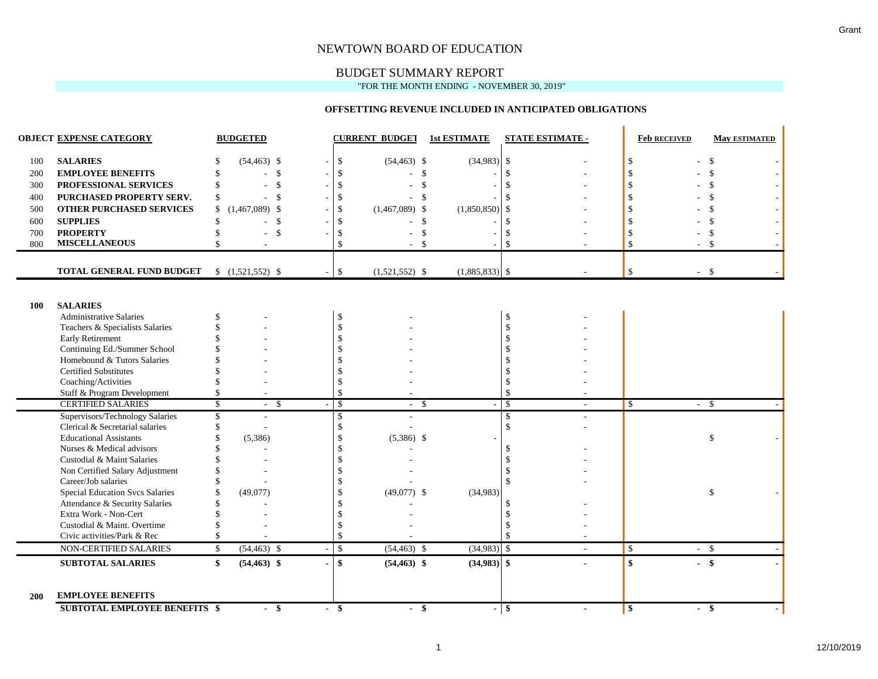Grant

# NEWTOWN BOARD OF EDUCATION

## BUDGET SUMMARY REPORT

"FOR THE MONTH ENDING - NOVEMBER 30, 2019"

### OFFSETTING REVENUE INCLUDED IN ANTICIPATED OBLIGATIONS

| OBJECT | EXPENSE CATEGORY | BUDGETED | | CURRENT BUDGET | 1st ESTIMATE | STATE ESTIMATE - | Feb RECEIVED | May ESTIMATED |
|---|---|---|---|---|---|---|---|---|
| 100 | **SALARIES** | $ (54,463) | $ - | $ (54,463) | $ (34,983) | $ - | $ - | $ - |
| 200 | **EMPLOYEE BENEFITS** | $ - | $ - | $ - | $ - | $ - | $ - | $ - |
| 300 | **PROFESSIONAL SERVICES** | $ - | $ - | $ - | $ - | $ - | $ - | $ - |
| 400 | **PURCHASED PROPERTY SERV.** | $ - | $ - | $ - | $ - | $ - | $ - | $ - |
| 500 | **OTHER PURCHASED SERVICES** | $ (1,467,089) | $ - | $ (1,467,089) | $ (1,850,850) | $ - | $ - | $ - |
| 600 | **SUPPLIES** | $ - | $ - | $ - | $ - | $ - | $ - | $ - |
| 700 | **PROPERTY** | $ - | $ - | $ - | $ - | $ - | $ - | $ - |
| 800 | **MISCELLANEOUS** | $ - | | $ - | $ - | $ - | $ - | $ - |
| | **TOTAL GENERAL FUND BUDGET** | $ (1,521,552) | $ - | $ (1,521,552) | $ (1,885,833) | $ - | $ - | $ - |

| OBJECT | EXPENSE CATEGORY | BUDGETED | | CURRENT BUDGET | 1st ESTIMATE | STATE ESTIMATE - | Feb RECEIVED | May ESTIMATED |
|---|---|---|---|---|---|---|---|---|
| **100** | **SALARIES** | | | | | | | |
| | Administrative Salaries | $ - | | $ - | | $ - | | |
| | Teachers & Specialists Salaries | $ - | | $ - | | $ - | | |
| | Early Retirement | $ - | | $ - | | $ - | | |
| | Continuing Ed./Summer School | $ - | | $ - | | $ - | | |
| | Homebound & Tutors Salaries | $ - | | $ - | | $ - | | |
| | Certified Substitutes | $ - | | $ - | | $ - | | |
| | Coaching/Activities | $ - | | $ - | | $ - | | |
| | Staff & Program Development | $ - | | $ - | | $ - | | |
| | CERTIFIED SALARIES | $ - | $ - | $ - | $ - | $ - | $ - | $ - |
| | Supervisors/Technology Salaries | $ - | | $ - | | $ - | | |
| | Clerical & Secretarial salaries | $ - | | $ - | | $ - | | |
| | Educational Assistants | $ (5,386) | | $ (5,386) | $ - | | | $ - |
| | Nurses & Medical advisors | $ - | | $ - | | $ - | | |
| | Custodial & Maint Salaries | $ - | | $ - | | $ - | | |
| | Non Certified Salary Adjustment | $ - | | $ - | | $ - | | |
| | Career/Job salaries | $ - | | $ - | | $ - | | |
| | Special Education Svcs Salaries | $ (49,077) | | $ (49,077) | $ (34,983) | | | $ - |
| | Attendance & Security Salaries | $ - | | $ - | | $ - | | |
| | Extra Work - Non-Cert | $ - | | $ - | | $ - | | |
| | Custodial & Maint. Overtime | $ - | | $ - | | $ - | | |
| | Civic activities/Park & Rec | $ - | | $ - | | $ - | | |
| | NON-CERTIFIED SALARIES | $ (54,463) | $ - | $ (54,463) | $ (34,983) | $ - | $ - | $ - |
| | **SUBTOTAL SALARIES** | **$ (54,463)** | **$ -** | **$ (54,463)** | **$ (34,983)** | **$ -** | **$ -** | **$ -** |
| **200** | **EMPLOYEE BENEFITS** | | | | | | | |
| | **SUBTOTAL EMPLOYEE BENEFITS** | **$ -** | **$ -** | **$ -** | **$ -** | **$ -** | **$ -** | **$ -** |

12/10/2019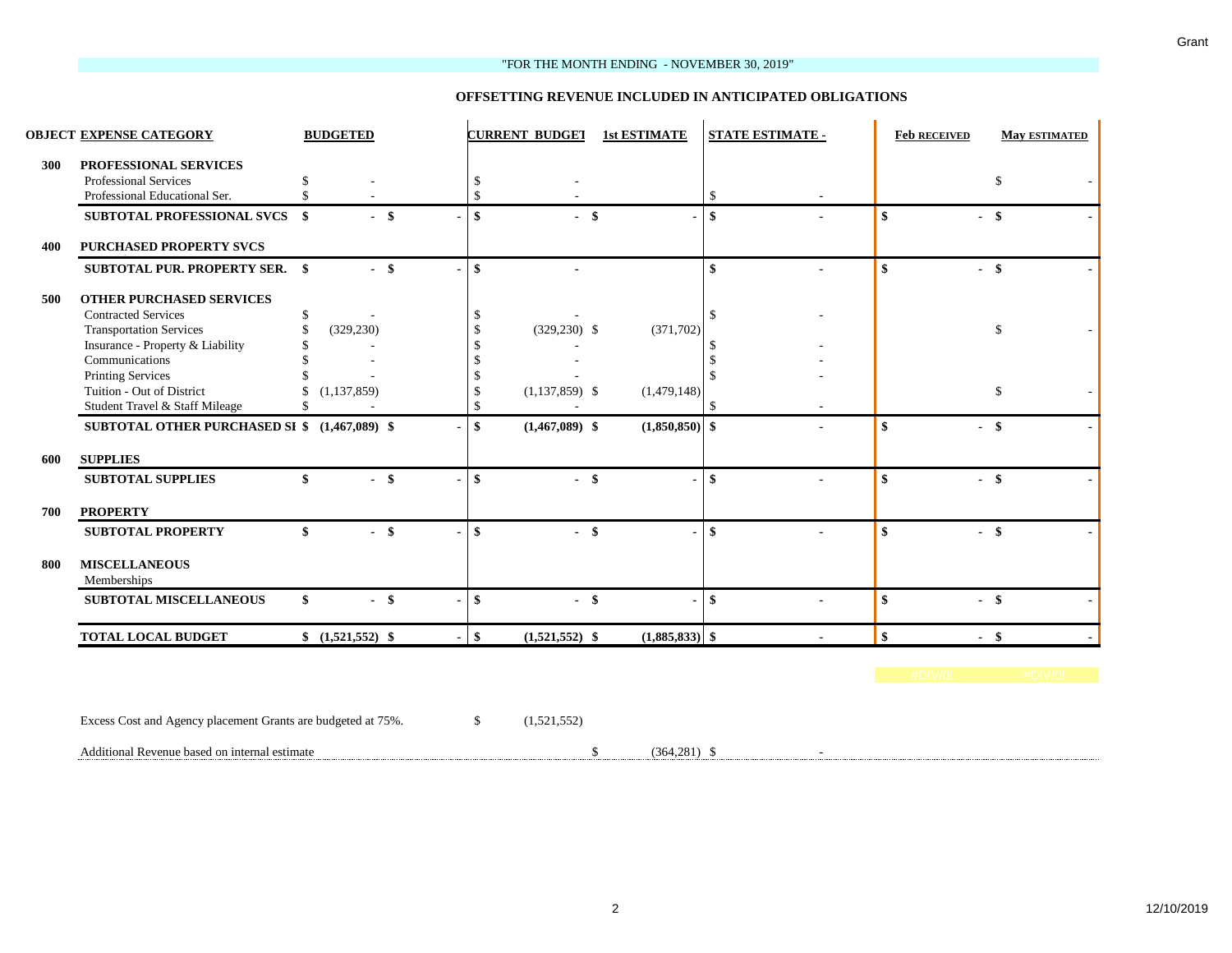"FOR THE MONTH ENDING - NOVEMBER 30, 2019"

## OFFSETTING REVENUE INCLUDED IN ANTICIPATED OBLIGATIONS

| OBJECT | EXPENSE CATEGORY | BUDGETED | | CURRENT BUDGET | 1st ESTIMATE | STATE ESTIMATE - | Feb RECEIVED | May ESTIMATED |
|---|---|---|---|---|---|---|---|---|
| 300 | **PROFESSIONAL SERVICES** | | | | | | | |
| | Professional Services | $ - | | $ - | | | | $ - |
| | Professional Educational Ser. | $ - | | $ - | | $ - | | |
| | **SUBTOTAL PROFESSIONAL SVCS** | **$ -** | **$ -** | **$ -** | **$ -** | **$ -** | **$ -** | **$ -** |
| 400 | **PURCHASED PROPERTY SVCS** | | | | | | | |
| | **SUBTOTAL PUR. PROPERTY SER.** | **$ -** | **$ -** | **$ -** | | **$ -** | **$ -** | **$ -** |
| 500 | **OTHER PURCHASED SERVICES** | | | | | | | |
| | Contracted Services | $ - | | $ - | | $ - | | |
| | Transportation Services | $ (329,230) | | $ (329,230) | $ (371,702) | | | $ - |
| | Insurance - Property & Liability | $ - | | $ - | | $ - | | |
| | Communications | $ - | | $ - | | $ - | | |
| | Printing Services | $ - | | $ - | | $ - | | |
| | Tuition - Out of District | $ (1,137,859) | | $ (1,137,859) | $ (1,479,148) | | | $ - |
| | Student Travel & Staff Mileage | $ - | | $ - | | $ - | | |
| | **SUBTOTAL OTHER PURCHASED SI** | **$ (1,467,089)** | **$ -** | **$ (1,467,089)** | **$ (1,850,850)** | **$ -** | **$ -** | **$ -** |
| 600 | **SUPPLIES** | | | | | | | |
| | **SUBTOTAL SUPPLIES** | **$ -** | **$ -** | **$ -** | **$ -** | **$ -** | **$ -** | **$ -** |
| 700 | **PROPERTY** | | | | | | | |
| | **SUBTOTAL PROPERTY** | **$ -** | **$ -** | **$ -** | **$ -** | **$ -** | **$ -** | **$ -** |
| 800 | **MISCELLANEOUS** | | | | | | | |
| | Memberships | | | | | | | |
| | **SUBTOTAL MISCELLANEOUS** | **$ -** | **$ -** | **$ -** | **$ -** | **$ -** | **$ -** | **$ -** |
| | **TOTAL LOCAL BUDGET** | **$ (1,521,552)** | **$ -** | **$ (1,521,552)** | **$ (1,885,833)** | **$ -** | **$ -** | **$ -** |
| | | | | | | | #DIV/0! | #DIV/0! |

Excess Cost and Agency placement Grants are budgeted at 75%. $ (1,521,552)

Additional Revenue based on internal estimate $ (364,281) $ -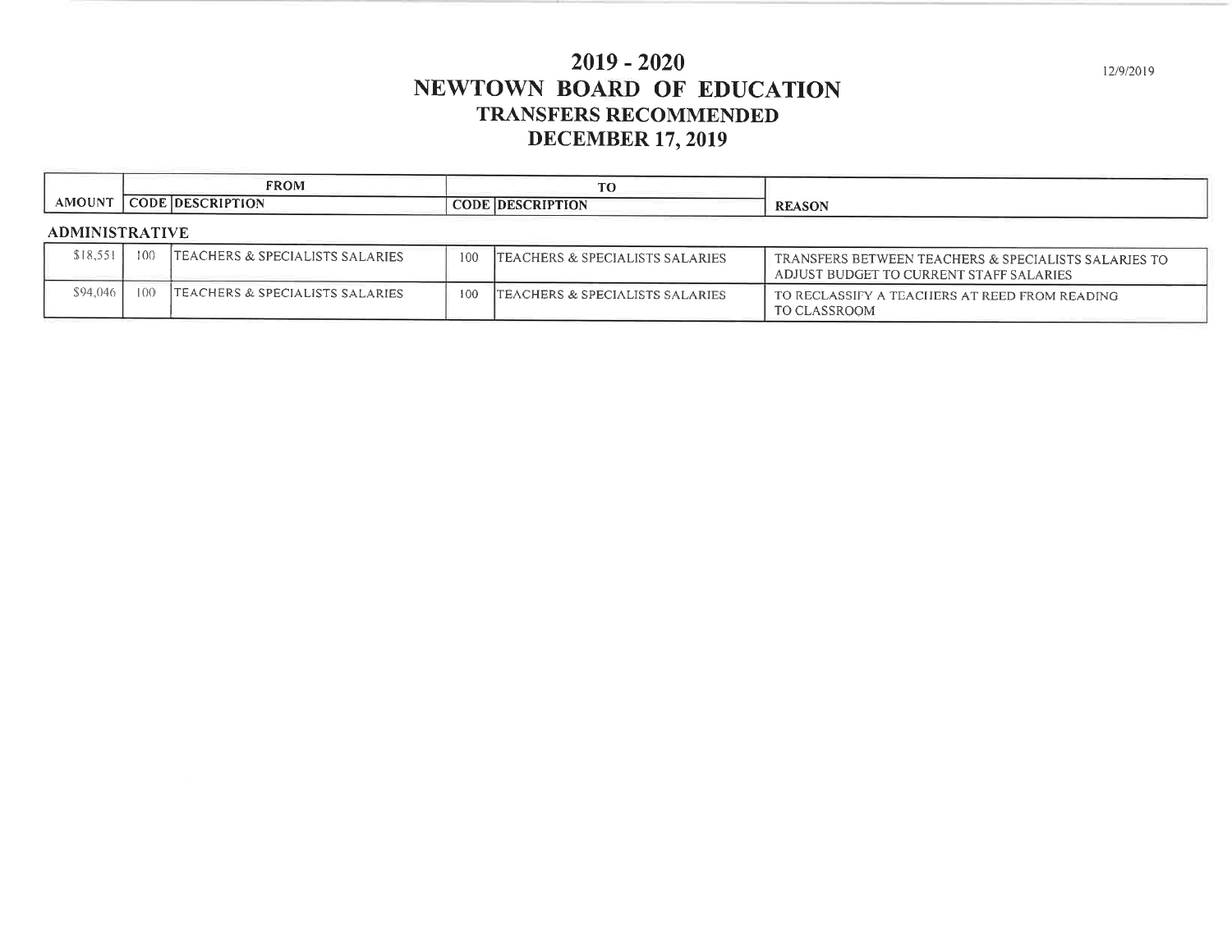# 2019 - 2020
# NEWTOWN BOARD OF EDUCATION
## TRANSFERS RECOMMENDED
## DECEMBER 17, 2019

12/9/2019

| AMOUNT | FROM CODE | FROM DESCRIPTION | TO CODE | TO DESCRIPTION | REASON |
|---|---|---|---|---|---|
| **ADMINISTRATIVE** | | | | | |
| $18,551 | 100 | TEACHERS & SPECIALISTS SALARIES | 100 | TEACHERS & SPECIALISTS SALARIES | TRANSFERS BETWEEN TEACHERS & SPECIALISTS SALARIES TO ADJUST BUDGET TO CURRENT STAFF SALARIES |
| $94,046 | 100 | TEACHERS & SPECIALISTS SALARIES | 100 | TEACHERS & SPECIALISTS SALARIES | TO RECLASSIFY A TEACHERS AT REED FROM READING TO CLASSROOM |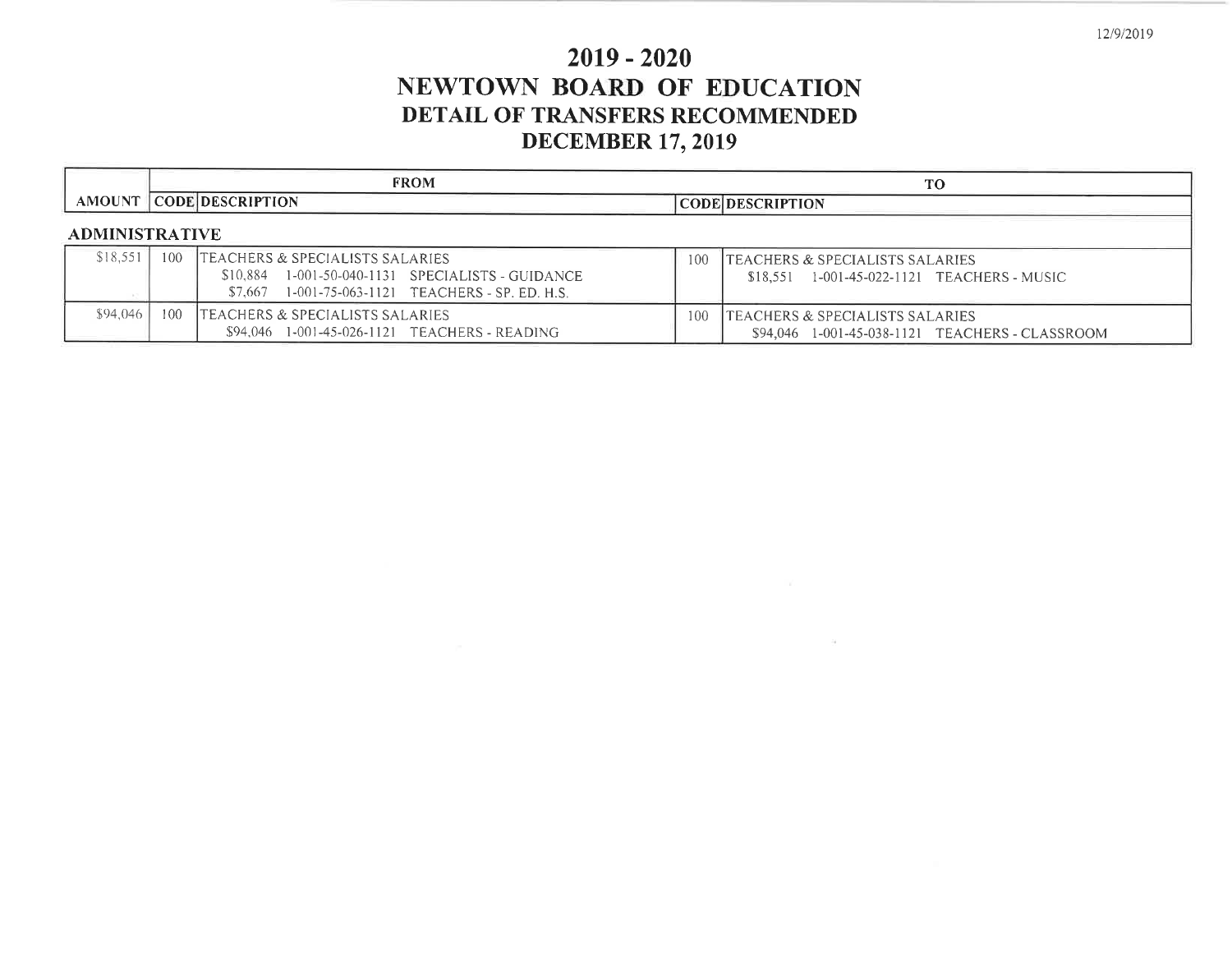# 2019 - 2020
# NEWTOWN BOARD OF EDUCATION
## DETAIL OF TRANSFERS RECOMMENDED
## DECEMBER 17, 2019

| | FROM | | TO | |
|---|---|---|---|---|
| **AMOUNT** | **CODE** | **DESCRIPTION** | **CODE** | **DESCRIPTION** |
| **ADMINISTRATIVE** | | | | |
| $18,551 | 100 | TEACHERS & SPECIALISTS SALARIES<br>$10,884 1-001-50-040-1131 SPECIALISTS - GUIDANCE<br>$7,667 1-001-75-063-1121 TEACHERS - SP. ED. H.S. | 100 | TEACHERS & SPECIALISTS SALARIES<br>$18,551 1-001-45-022-1121 TEACHERS - MUSIC |
| $94,046 | 100 | TEACHERS & SPECIALISTS SALARIES<br>$94,046 1-001-45-026-1121 TEACHERS - READING | 100 | TEACHERS & SPECIALISTS SALARIES<br>$94,046 1-001-45-038-1121 TEACHERS - CLASSROOM |